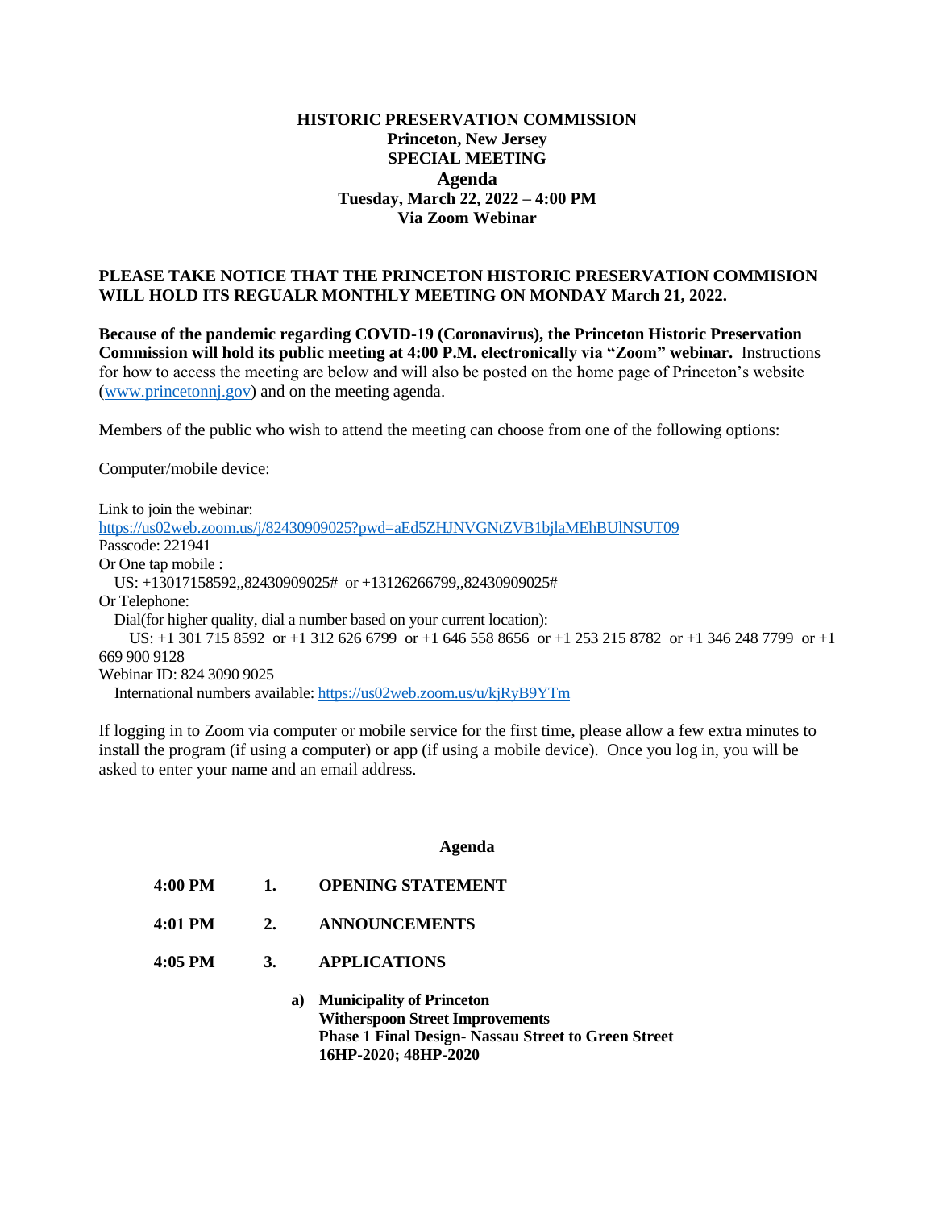# HISTORIC PRESERVATION COMMISSION
## Princeton, New Jersey
## SPECIAL MEETING
## Agenda
## Tuesday, March 22, 2022 – 4:00 PM
## Via Zoom Webinar

**PLEASE TAKE NOTICE THAT THE PRINCETON HISTORIC PRESERVATION COMMISION WILL HOLD ITS REGUALR MONTHLY MEETING ON MONDAY March 21, 2022.**

**Because of the pandemic regarding COVID-19 (Coronavirus), the Princeton Historic Preservation Commission will hold its public meeting at 4:00 P.M. electronically via "Zoom" webinar.** Instructions for how to access the meeting are below and will also be posted on the home page of Princeton's website (www.princetonnj.gov) and on the meeting agenda.

Members of the public who wish to attend the meeting can choose from one of the following options:

Computer/mobile device:

Link to join the webinar:
https://us02web.zoom.us/j/82430909025?pwd=aEd5ZHJNVGNtZVB1bjlaMEhBUlNSUT09
Passcode: 221941
Or One tap mobile :
US: +13017158592,,82430909025# or +13126266799,,82430909025#
Or Telephone:
Dial(for higher quality, dial a number based on your current location):
US: +1 301 715 8592 or +1 312 626 6799 or +1 646 558 8656 or +1 253 215 8782 or +1 346 248 7799 or +1 669 900 9128
Webinar ID: 824 3090 9025
International numbers available: https://us02web.zoom.us/u/kjRyB9YTm

If logging in to Zoom via computer or mobile service for the first time, please allow a few extra minutes to install the program (if using a computer) or app (if using a mobile device). Once you log in, you will be asked to enter your name and an email address.

## Agenda

**4:00 PM 1. OPENING STATEMENT**

**4:01 PM 2. ANNOUNCEMENTS**

**4:05 PM 3. APPLICATIONS**

**a) Municipality of Princeton**
**Witherspoon Street Improvements**
**Phase 1 Final Design- Nassau Street to Green Street**
**16HP-2020; 48HP-2020**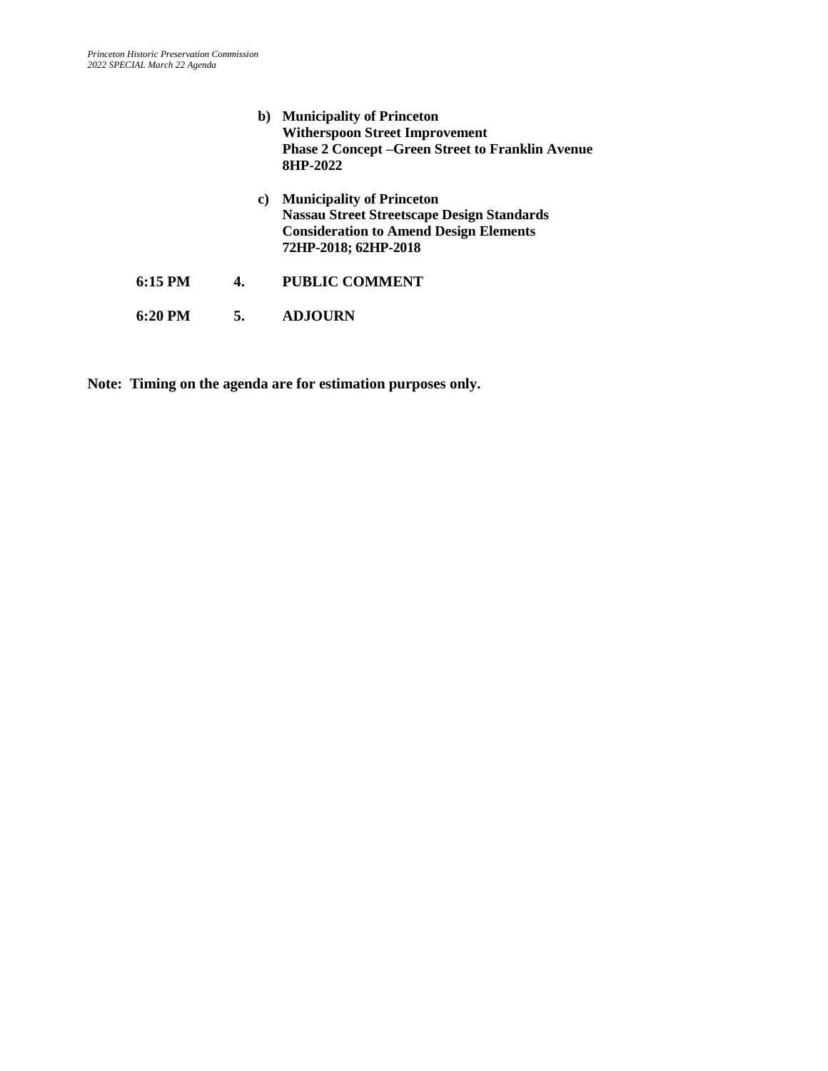**b) Municipality of Princeton**
**Witherspoon Street Improvement**
**Phase 2 Concept –Green Street to Franklin Avenue**
**8HP-2022**

**c) Municipality of Princeton**
**Nassau Street Streetscape Design Standards**
**Consideration to Amend Design Elements**
**72HP-2018; 62HP-2018**

**6:15 PM 4. PUBLIC COMMENT**

**6:20 PM 5. ADJOURN**

**Note: Timing on the agenda are for estimation purposes only.**